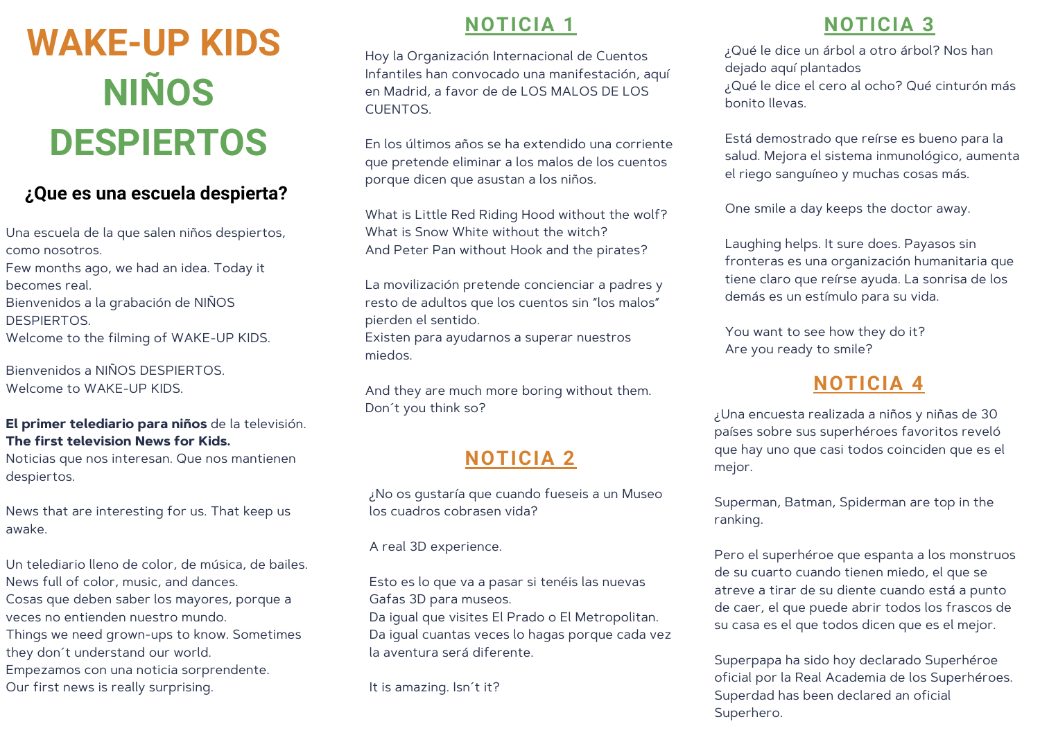# WAKE-UP KIDS NIÑOS DESPIERTOS

## ¿Que es una escuela despierta?

Una escuela de la que salen niños despiertos, como nosotros.
Few months ago, we had an idea. Today it becomes real.
Bienvenidos a la grabación de NIÑOS DESPIERTOS.
Welcome to the filming of WAKE-UP KIDS.

Bienvenidos a NIÑOS DESPIERTOS.
Welcome to WAKE-UP KIDS.

**El primer telediario para niños** de la televisión.
**The first television News for Kids.**
Noticias que nos interesan. Que nos mantienen despiertos.

News that are interesting for us. That keep us awake.

Un telediario lleno de color, de música, de bailes.
News full of color, music, and dances.
Cosas que deben saber los mayores, porque a veces no entienden nuestro mundo.
Things we need grown-ups to know. Sometimes they don´t understand our world.
Empezamos con una noticia sorprendente.
Our first news is really surprising.

## NOTICIA 1

Hoy la Organización Internacional de Cuentos Infantiles han convocado una manifestación, aquí en Madrid, a favor de de LOS MALOS DE LOS CUENTOS.

En los últimos años se ha extendido una corriente que pretende eliminar a los malos de los cuentos porque dicen que asustan a los niños.

What is Little Red Riding Hood without the wolf?
What is Snow White without the witch?
And Peter Pan without Hook and the pirates?

La movilización pretende concienciar a padres y resto de adultos que los cuentos sin "los malos" pierden el sentido.
Existen para ayudarnos a superar nuestros miedos.

And they are much more boring without them.
Don´t you think so?

## NOTICIA 2

¿No os gustaría que cuando fueseis a un Museo los cuadros cobrasen vida?

A real 3D experience.

Esto es lo que va a pasar si tenéis las nuevas Gafas 3D para museos.
Da igual que visites El Prado o El Metropolitan.
Da igual cuantas veces lo hagas porque cada vez la aventura será diferente.

It is amazing. Isn´t it?

## NOTICIA 3

¿Qué le dice un árbol a otro árbol? Nos han dejado aquí plantados
¿Qué le dice el cero al ocho? Qué cinturón más bonito llevas.

Está demostrado que reírse es bueno para la salud. Mejora el sistema inmunológico, aumenta el riego sanguíneo y muchas cosas más.

One smile a day keeps the doctor away.

Laughing helps. It sure does. Payasos sin fronteras es una organización humanitaria que tiene claro que reírse ayuda. La sonrisa de los demás es un estímulo para su vida.

You want to see how they do it?
Are you ready to smile?

## NOTICIA 4

¿Una encuesta realizada a niños y niñas de 30 países sobre sus superhéroes favoritos reveló que hay uno que casi todos coinciden que es el mejor.

Superman, Batman, Spiderman are top in the ranking.

Pero el superhéroe que espanta a los monstruos de su cuarto cuando tienen miedo, el que se atreve a tirar de su diente cuando está a punto de caer, el que puede abrir todos los frascos de su casa es el que todos dicen que es el mejor.

Superpapa ha sido hoy declarado Superhéroe oficial por la Real Academia de los Superhéroes.
Superdad has been declared an oficial Superhero.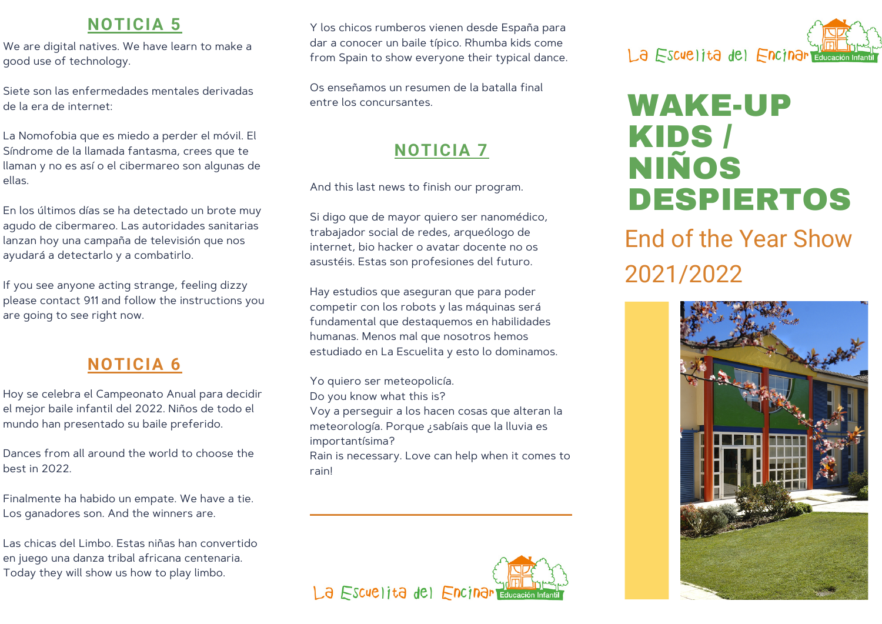## NOTICIA 5

We are digital natives. We have learn to make a good use of technology.

Siete son las enfermedades mentales derivadas de la era de internet:

La Nomofobia que es miedo a perder el móvil. El Síndrome de la llamada fantasma, crees que te llaman y no es así o el cibermareo son algunas de ellas.

En los últimos días se ha detectado un brote muy agudo de cibermareo. Las autoridades sanitarias lanzan hoy una campaña de televisión que nos ayudará a detectarlo y a combatirlo.

If you see anyone acting strange, feeling dizzy please contact 911 and follow the instructions you are going to see right now.

## NOTICIA 6

Hoy se celebra el Campeonato Anual para decidir el mejor baile infantil del 2022. Niños de todo el mundo han presentado su baile preferido.

Dances from all around the world to choose the best in 2022.

Finalmente ha habido un empate. We have a tie. Los ganadores son. And the winners are.

Las chicas del Limbo. Estas niñas han convertido en juego una danza tribal africana centenaria. Today they will show us how to play limbo.

Y los chicos rumberos vienen desde España para dar a conocer un baile típico. Rhumba kids come from Spain to show everyone their typical dance.

Os enseñamos un resumen de la batalla final entre los concursantes.

## NOTICIA 7

And this last news to finish our program.

Si digo que de mayor quiero ser nanomédico, trabajador social de redes, arqueólogo de internet, bio hacker o avatar docente no os asustéis. Estas son profesiones del futuro.

Hay estudios que aseguran que para poder competir con los robots y las máquinas será fundamental que destaquemos en habilidades humanas. Menos mal que nosotros hemos estudiado en La Escuelita y esto lo dominamos.

Yo quiero ser meteopolicía.
Do you know what this is?
Voy a perseguir a los hacen cosas que alteran la meteorología. Porque ¿sabíais que la lluvia es importantísima?
Rain is necessary. Love can help when it comes to rain!

La Escuelita del Encinar — Educación Infantil

La Escuelita del Encinar — Educación Infantil

# WAKE-UP KIDS / NIÑOS DESPIERTOS

End of the Year Show

2021/2022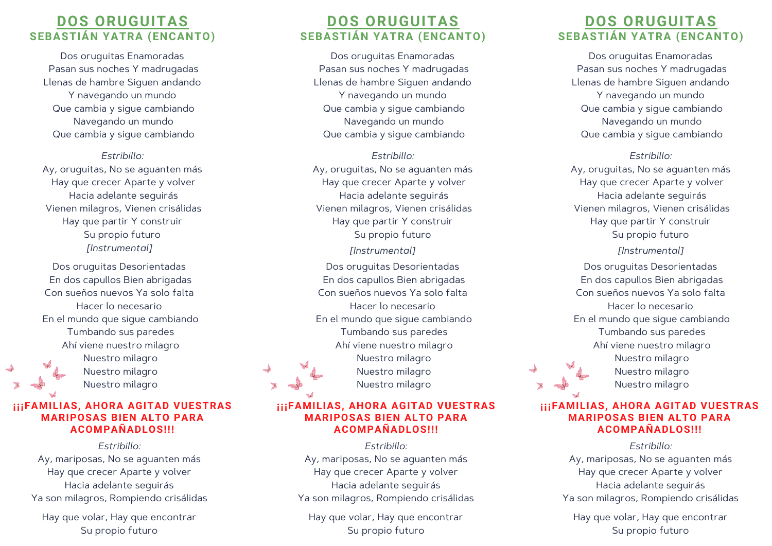# DOS ORUGUITAS

## SEBASTIÁN YATRA (ENCANTO)

Dos oruguitas Enamoradas
Pasan sus noches Y madrugadas
Llenas de hambre Siguen andando
Y navegando un mundo
Que cambia y sigue cambiando
Navegando un mundo
Que cambia y sigue cambiando

*Estribillo:*
Ay, oruguitas, No se aguanten más
Hay que crecer Aparte y volver
Hacia adelante seguirás
Vienen milagros, Vienen crisálidas
Hay que partir Y construir
Su propio futuro
*[Instrumental]*

Dos oruguitas Desorientadas
En dos capullos Bien abrigadas
Con sueños nuevos Ya solo falta
Hacer lo necesario
En el mundo que sigue cambiando
Tumbando sus paredes
Ahí viene nuestro milagro
Nuestro milagro
Nuestro milagro
Nuestro milagro

**¡¡¡FAMILIAS, AHORA AGITAD VUESTRAS MARIPOSAS BIEN ALTO PARA ACOMPAÑADLOS!!!**

*Estribillo:*
Ay, mariposas, No se aguanten más
Hay que crecer Aparte y volver
Hacia adelante seguirás
Ya son milagros, Rompiendo crisálidas

Hay que volar, Hay que encontrar
Su propio futuro

# DOS ORUGUITAS

## SEBASTIÁN YATRA (ENCANTO)

Dos oruguitas Enamoradas
Pasan sus noches Y madrugadas
Llenas de hambre Siguen andando
Y navegando un mundo
Que cambia y sigue cambiando
Navegando un mundo
Que cambia y sigue cambiando

*Estribillo:*
Ay, oruguitas, No se aguanten más
Hay que crecer Aparte y volver
Hacia adelante seguirás
Vienen milagros, Vienen crisálidas
Hay que partir Y construir
Su propio futuro
*[Instrumental]*

Dos oruguitas Desorientadas
En dos capullos Bien abrigadas
Con sueños nuevos Ya solo falta
Hacer lo necesario
En el mundo que sigue cambiando
Tumbando sus paredes
Ahí viene nuestro milagro
Nuestro milagro
Nuestro milagro
Nuestro milagro

**¡¡¡FAMILIAS, AHORA AGITAD VUESTRAS MARIPOSAS BIEN ALTO PARA ACOMPAÑADLOS!!!**

*Estribillo:*
Ay, mariposas, No se aguanten más
Hay que crecer Aparte y volver
Hacia adelante seguirás
Ya son milagros, Rompiendo crisálidas

Hay que volar, Hay que encontrar
Su propio futuro

# DOS ORUGUITAS

## SEBASTIÁN YATRA (ENCANTO)

Dos oruguitas Enamoradas
Pasan sus noches Y madrugadas
Llenas de hambre Siguen andando
Y navegando un mundo
Que cambia y sigue cambiando
Navegando un mundo
Que cambia y sigue cambiando

*Estribillo:*
Ay, oruguitas, No se aguanten más
Hay que crecer Aparte y volver
Hacia adelante seguirás
Vienen milagros, Vienen crisálidas
Hay que partir Y construir
Su propio futuro
*[Instrumental]*

Dos oruguitas Desorientadas
En dos capullos Bien abrigadas
Con sueños nuevos Ya solo falta
Hacer lo necesario
En el mundo que sigue cambiando
Tumbando sus paredes
Ahí viene nuestro milagro
Nuestro milagro
Nuestro milagro
Nuestro milagro

**¡¡¡FAMILIAS, AHORA AGITAD VUESTRAS MARIPOSAS BIEN ALTO PARA ACOMPAÑADLOS!!!**

*Estribillo:*
Ay, mariposas, No se aguanten más
Hay que crecer Aparte y volver
Hacia adelante seguirás
Ya son milagros, Rompiendo crisálidas

Hay que volar, Hay que encontrar
Su propio futuro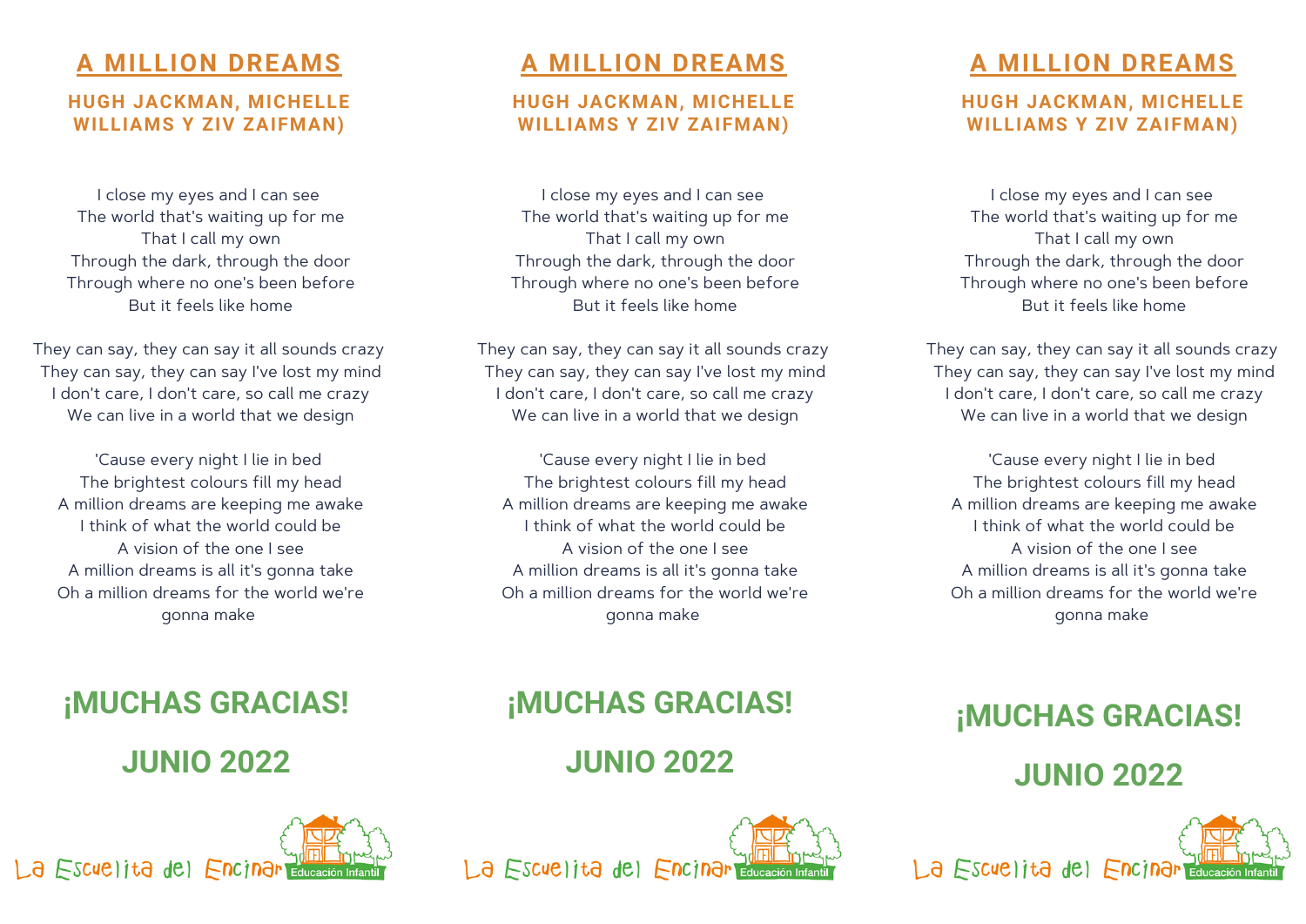## A MILLION DREAMS

### HUGH JACKMAN, MICHELLE WILLIAMS Y ZIV ZAIFMAN)

I close my eyes and I can see
The world that's waiting up for me
That I call my own
Through the dark, through the door
Through where no one's been before
But it feels like home

They can say, they can say it all sounds crazy
They can say, they can say I've lost my mind
I don't care, I don't care, so call me crazy
We can live in a world that we design

'Cause every night I lie in bed
The brightest colours fill my head
A million dreams are keeping me awake
I think of what the world could be
A vision of the one I see
A million dreams is all it's gonna take
Oh a million dreams for the world we're gonna make

**¡MUCHAS GRACIAS!**

**JUNIO 2022**

La Escuelita del Encinar Educación Infantil

## A MILLION DREAMS

### HUGH JACKMAN, MICHELLE WILLIAMS Y ZIV ZAIFMAN)

I close my eyes and I can see
The world that's waiting up for me
That I call my own
Through the dark, through the door
Through where no one's been before
But it feels like home

They can say, they can say it all sounds crazy
They can say, they can say I've lost my mind
I don't care, I don't care, so call me crazy
We can live in a world that we design

'Cause every night I lie in bed
The brightest colours fill my head
A million dreams are keeping me awake
I think of what the world could be
A vision of the one I see
A million dreams is all it's gonna take
Oh a million dreams for the world we're gonna make

**¡MUCHAS GRACIAS!**

**JUNIO 2022**

La Escuelita del Encinar Educación Infantil

## A MILLION DREAMS

### HUGH JACKMAN, MICHELLE WILLIAMS Y ZIV ZAIFMAN)

I close my eyes and I can see
The world that's waiting up for me
That I call my own
Through the dark, through the door
Through where no one's been before
But it feels like home

They can say, they can say it all sounds crazy
They can say, they can say I've lost my mind
I don't care, I don't care, so call me crazy
We can live in a world that we design

'Cause every night I lie in bed
The brightest colours fill my head
A million dreams are keeping me awake
I think of what the world could be
A vision of the one I see
A million dreams is all it's gonna take
Oh a million dreams for the world we're gonna make

**¡MUCHAS GRACIAS!**

**JUNIO 2022**

La Escuelita del Encinar Educación Infantil